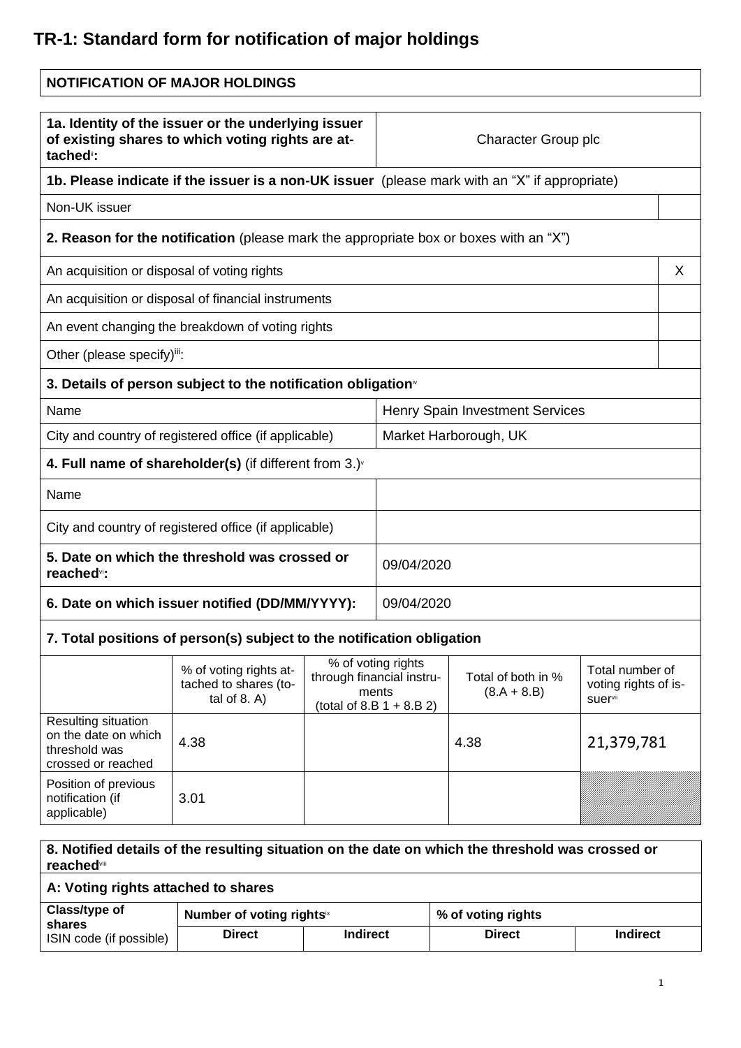# TR-1: Standard form for notification of major holdings

| NOTIFICATION OF MAJOR HOLDINGS |
|---|

| 1a. Identity of the issuer or the underlying issuer of existing shares to which voting rights are attached[ii]: | Character Group plc |
|---|---|

| 1b. Please indicate if the issuer is a non-UK issuer (please mark with an "X" if appropriate) | |
|---|---|
| Non-UK issuer | |
| **2. Reason for the notification** (please mark the appropriate box or boxes with an "X") | |
| An acquisition or disposal of voting rights | X |
| An acquisition or disposal of financial instruments | |
| An event changing the breakdown of voting rights | |
| Other (please specify)[iii]: | |

| 3. Details of person subject to the notification obligation[iv] | |
|---|---|
| Name | Henry Spain Investment Services |
| City and country of registered office (if applicable) | Market Harborough, UK |
| **4. Full name of shareholder(s)** (if different from 3.)[v] | |
| Name | |
| City and country of registered office (if applicable) | |
| **5. Date on which the threshold was crossed or reached[vi]:** | 09/04/2020 |
| **6. Date on which issuer notified (DD/MM/YYYY):** | 09/04/2020 |

**7. Total positions of person(s) subject to the notification obligation**

| | % of voting rights attached to shares (total of 8. A) | % of voting rights through financial instruments (total of 8.B 1 + 8.B 2) | Total of both in % (8.A + 8.B) | Total number of voting rights of issuer[vii] |
|---|---|---|---|---|
| Resulting situation on the date on which threshold was crossed or reached | 4.38 | | 4.38 | 21,379,781 |
| Position of previous notification (if applicable) | 3.01 | | | |

**8. Notified details of the resulting situation on the date on which the threshold was crossed or reached[viii]**

**A: Voting rights attached to shares**

| Class/type of shares ISIN code (if possible) | Number of voting rights[ix] | | % of voting rights | |
|---|---|---|---|---|
| | **Direct** | **Indirect** | **Direct** | **Indirect** |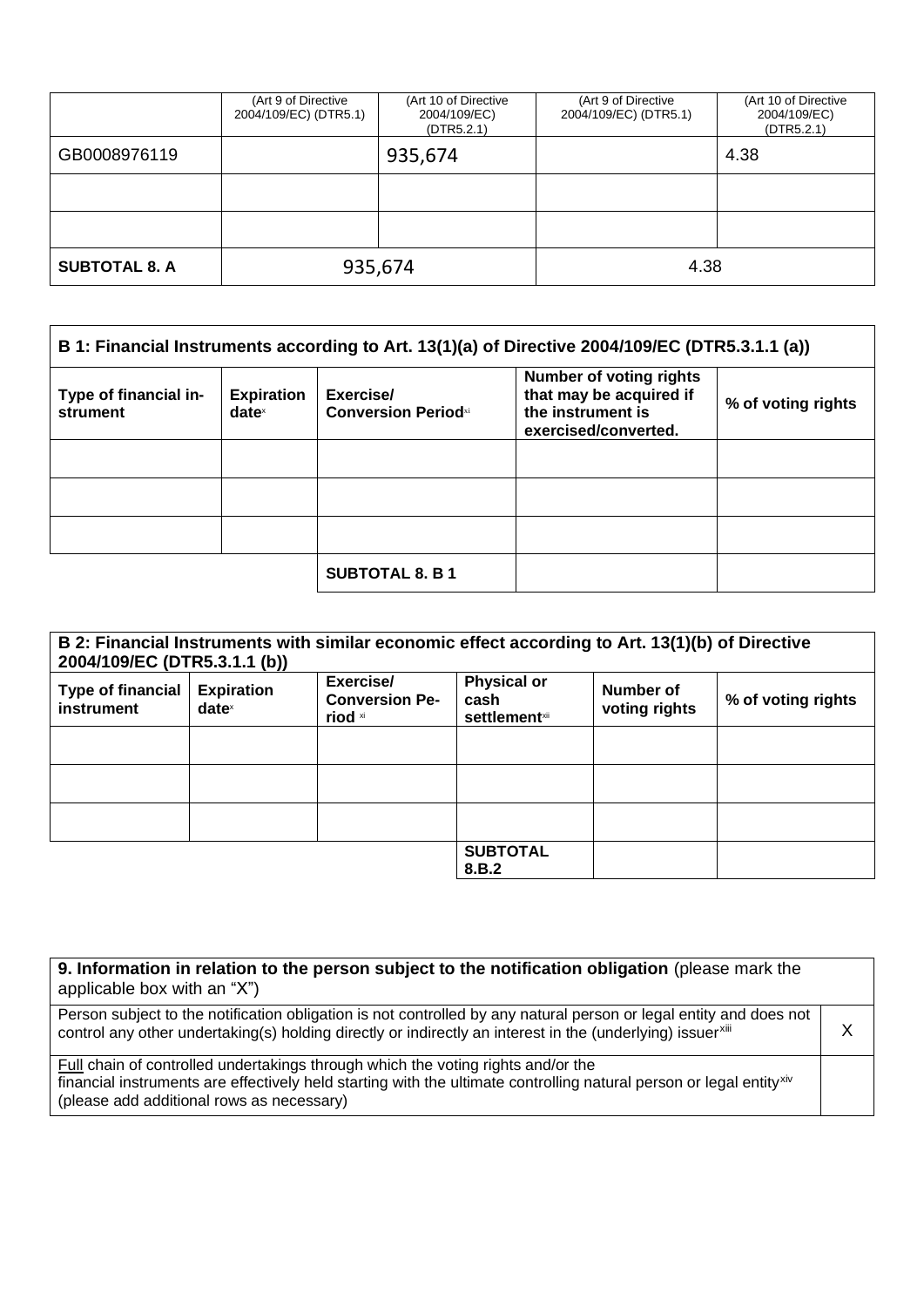| | (Art 9 of Directive 2004/109/EC) (DTR5.1) | (Art 10 of Directive 2004/109/EC) (DTR5.2.1) | (Art 9 of Directive 2004/109/EC) (DTR5.1) | (Art 10 of Directive 2004/109/EC) (DTR5.2.1) |
|---|---|---|---|---|
| GB0008976119 | | 935,674 | | 4.38 |
| | | | | |
| | | | | |
| **SUBTOTAL 8. A** | 935,674 | | 4.38 | |

| **B 1: Financial Instruments according to Art. 13(1)(a) of Directive 2004/109/EC (DTR5.3.1.1 (a))** | | | | |
|---|---|---|---|---|
| **Type of financial instrument** | **Expiration date**[x] | **Exercise/ Conversion Period**[xi] | **Number of voting rights that may be acquired if the instrument is exercised/converted.** | **% of voting rights** |
| | | | | |
| | | | | |
| | | | | |
| | | **SUBTOTAL 8. B 1** | | |

| **B 2: Financial Instruments with similar economic effect according to Art. 13(1)(b) of Directive 2004/109/EC (DTR5.3.1.1 (b))** | | | | | |
|---|---|---|---|---|---|
| **Type of financial instrument** | **Expiration date**[x] | **Exercise/ Conversion Period** [xi] | **Physical or cash settlement**[xii] | **Number of voting rights** | **% of voting rights** |
| | | | | | |
| | | | | | |
| | | | | | |
| | | | **SUBTOTAL 8.B.2** | | |

| **9. Information in relation to the person subject to the notification obligation** (please mark the applicable box with an "X") | |
|---|---|
| Person subject to the notification obligation is not controlled by any natural person or legal entity and does not control any other undertaking(s) holding directly or indirectly an interest in the (underlying) issuer[xiii] | X |
| Full chain of controlled undertakings through which the voting rights and/or the financial instruments are effectively held starting with the ultimate controlling natural person or legal entity[xiv] (please add additional rows as necessary) | |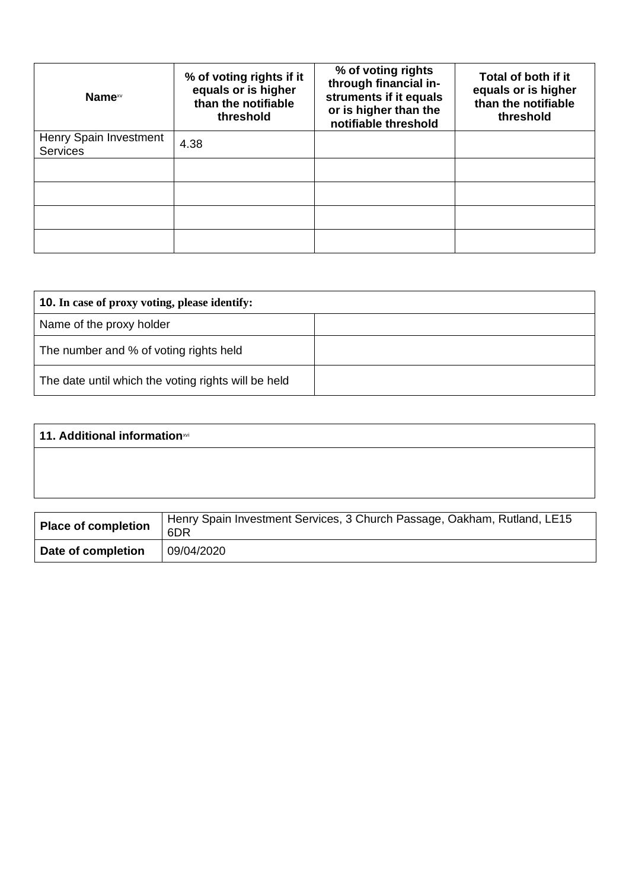| Name[xv] | % of voting rights if it equals or is higher than the notifiable threshold | % of voting rights through financial instruments if it equals or is higher than the notifiable threshold | Total of both if it equals or is higher than the notifiable threshold |
|---|---|---|---|
| Henry Spain Investment Services | 4.38 | | |
| | | | |
| | | | |
| | | | |
| | | | |

| **10. In case of proxy voting, please identify:** | |
|---|---|
| Name of the proxy holder | |
| The number and % of voting rights held | |
| The date until which the voting rights will be held | |

| **11. Additional information**[xvi] |
|---|
| |

| | |
|---|---|
| **Place of completion** | Henry Spain Investment Services, 3 Church Passage, Oakham, Rutland, LE15 6DR |
| **Date of completion** | 09/04/2020 |